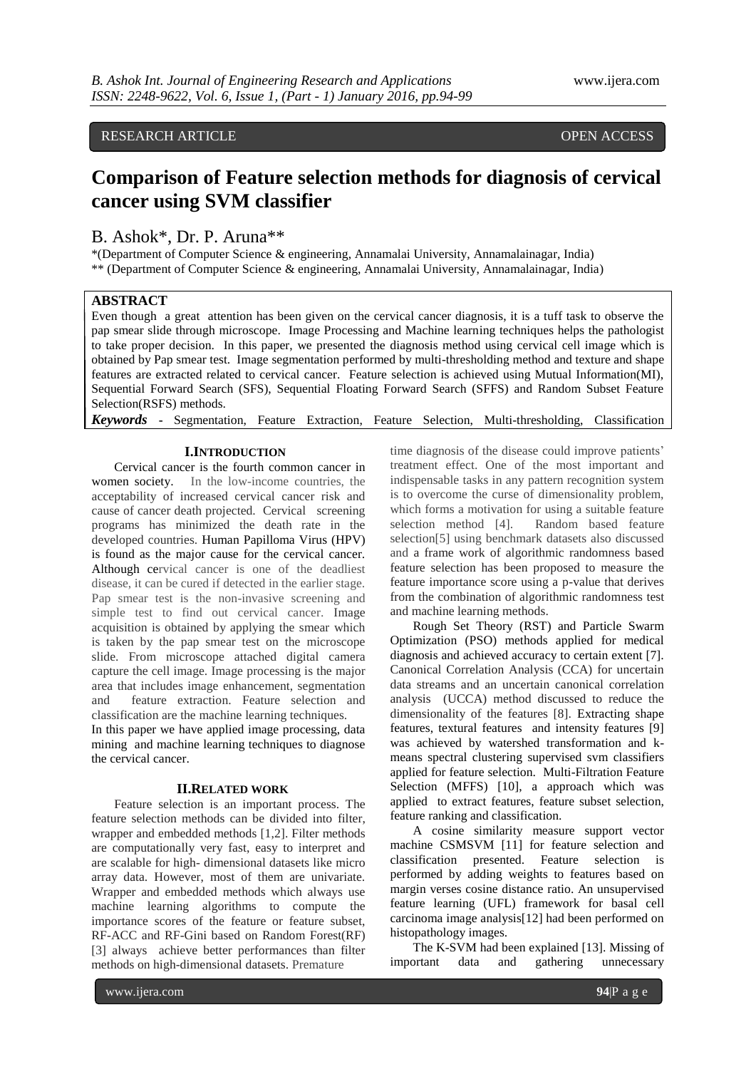RESEARCH ARTICLE OPEN ACCESS

# Comparison of Feature selection methods for diagnosis of cervical cancer using SVM classifier

B. Ashok*, Dr. P. Aruna**

*(Department of Computer Science & engineering, Annamalai University, Annamalainagar, India)
** (Department of Computer Science & engineering, Annamalai University, Annamalainagar, India)

## ABSTRACT

Even though a great attention has been given on the cervical cancer diagnosis, it is a tuff task to observe the pap smear slide through microscope. Image Processing and Machine learning techniques helps the pathologist to take proper decision. In this paper, we presented the diagnosis method using cervical cell image which is obtained by Pap smear test. Image segmentation performed by multi-thresholding method and texture and shape features are extracted related to cervical cancer. Feature selection is achieved using Mutual Information(MI), Sequential Forward Search (SFS), Sequential Floating Forward Search (SFFS) and Random Subset Feature Selection(RSFS) methods.

***Keywords*** - Segmentation, Feature Extraction, Feature Selection, Multi-thresholding, Classification

## I.INTRODUCTION

Cervical cancer is the fourth common cancer in women society. In the low-income countries, the acceptability of increased cervical cancer risk and cause of cancer death projected. Cervical screening programs has minimized the death rate in the developed countries. Human Papilloma Virus (HPV) is found as the major cause for the cervical cancer. Although cervical cancer is one of the deadliest disease, it can be cured if detected in the earlier stage. Pap smear test is the non-invasive screening and simple test to find out cervical cancer. Image acquisition is obtained by applying the smear which is taken by the pap smear test on the microscope slide. From microscope attached digital camera capture the cell image. Image processing is the major area that includes image enhancement, segmentation and feature extraction. Feature selection and classification are the machine learning techniques.

In this paper we have applied image processing, data mining and machine learning techniques to diagnose the cervical cancer.

## II.RELATED WORK

Feature selection is an important process. The feature selection methods can be divided into filter, wrapper and embedded methods [1,2]. Filter methods are computationally very fast, easy to interpret and are scalable for high- dimensional datasets like micro array data. However, most of them are univariate. Wrapper and embedded methods which always use machine learning algorithms to compute the importance scores of the feature or feature subset, RF-ACC and RF-Gini based on Random Forest(RF) [3] always achieve better performances than filter methods on high-dimensional datasets. Premature time diagnosis of the disease could improve patients' treatment effect. One of the most important and indispensable tasks in any pattern recognition system is to overcome the curse of dimensionality problem, which forms a motivation for using a suitable feature selection method [4]. Random based feature selection[5] using benchmark datasets also discussed and a frame work of algorithmic randomness based feature selection has been proposed to measure the feature importance score using a p-value that derives from the combination of algorithmic randomness test and machine learning methods.

Rough Set Theory (RST) and Particle Swarm Optimization (PSO) methods applied for medical diagnosis and achieved accuracy to certain extent [7]. Canonical Correlation Analysis (CCA) for uncertain data streams and an uncertain canonical correlation analysis (UCCA) method discussed to reduce the dimensionality of the features [8]. Extracting shape features, textural features and intensity features [9] was achieved by watershed transformation and k-means spectral clustering supervised svm classifiers applied for feature selection. Multi-Filtration Feature Selection (MFFS) [10], a approach which was applied to extract features, feature subset selection, feature ranking and classification.

A cosine similarity measure support vector machine CSMSVM [11] for feature selection and classification presented. Feature selection is performed by adding weights to features based on margin verses cosine distance ratio. An unsupervised feature learning (UFL) framework for basal cell carcinoma image analysis[12] had been performed on histopathology images.

The K-SVM had been explained [13]. Missing of important data and gathering unnecessary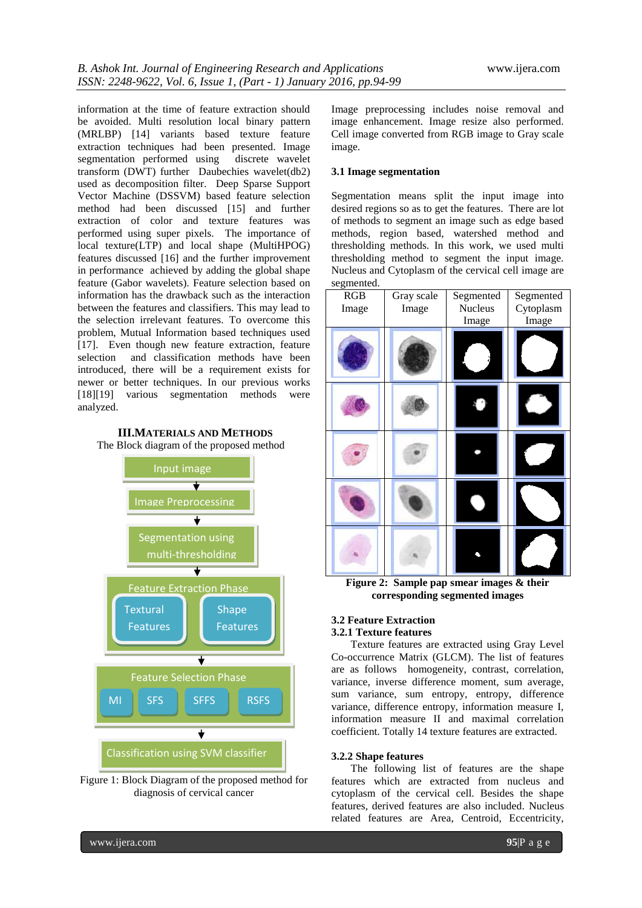information at the time of feature extraction should be avoided. Multi resolution local binary pattern (MRLBP) [14] variants based texture feature extraction techniques had been presented. Image segmentation performed using discrete wavelet transform (DWT) further Daubechies wavelet(db2) used as decomposition filter. Deep Sparse Support Vector Machine (DSSVM) based feature selection method had been discussed [15] and further extraction of color and texture features was performed using super pixels. The importance of local texture(LTP) and local shape (MultiHPOG) features discussed [16] and the further improvement in performance achieved by adding the global shape feature (Gabor wavelets). Feature selection based on information has the drawback such as the interaction between the features and classifiers. This may lead to the selection irrelevant features. To overcome this problem, Mutual Information based techniques used [17]. Even though new feature extraction, feature selection and classification methods have been introduced, there will be a requirement exists for newer or better techniques. In our previous works [18][19] various segmentation methods were analyzed.

## III. MATERIALS AND METHODS

The Block diagram of the proposed method

Input image
↓
Image Preprocessing
↓
Segmentation using multi-thresholding
↓
Feature Extraction Phase: Textural Features | Shape Features
↓
Feature Selection Phase: MI | SFS | SFFS | RSFS
↓
Classification using SVM classifier

Figure 1: Block Diagram of the proposed method for diagnosis of cervical cancer

Image preprocessing includes noise removal and image enhancement. Image resize also performed. Cell image converted from RGB image to Gray scale image.

### 3.1 Image segmentation

Segmentation means split the input image into desired regions so as to get the features. There are lot of methods to segment an image such as edge based methods, region based, watershed method and thresholding methods. In this work, we used multi thresholding method to segment the input image. Nucleus and Cytoplasm of the cervical cell image are segmented.

| RGB Image | Gray scale Image | Segmented Nucleus Image | Segmented Cytoplasm Image |
|---|---|---|---|
| | | | |
| | | | |
| | | | |
| | | | |
| | | | |

**Figure 2: Sample pap smear images & their corresponding segmented images**

### 3.2 Feature Extraction

#### 3.2.1 Texture features

Texture features are extracted using Gray Level Co-occurrence Matrix (GLCM). The list of features are as follows homogeneity, contrast, correlation, variance, inverse difference moment, sum average, sum variance, sum entropy, entropy, difference variance, difference entropy, information measure I, information measure II and maximal correlation coefficient. Totally 14 texture features are extracted.

#### 3.2.2 Shape features

The following list of features are the shape features which are extracted from nucleus and cytoplasm of the cervical cell. Besides the shape features, derived features are also included. Nucleus related features are Area, Centroid, Eccentricity,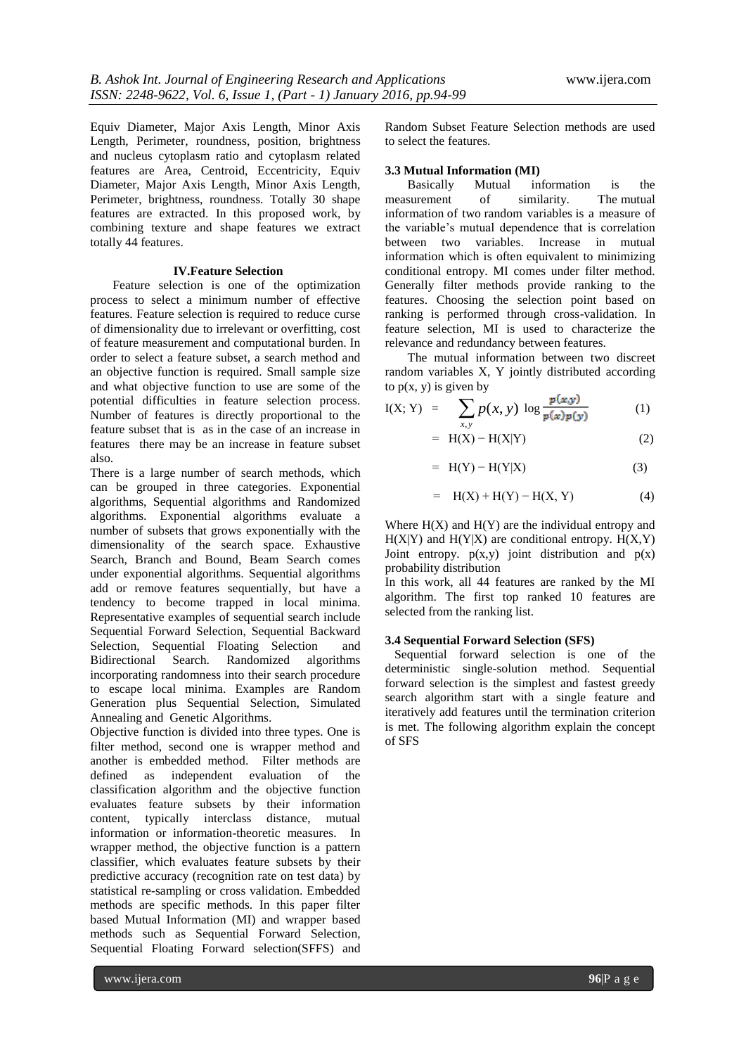Equiv Diameter, Major Axis Length, Minor Axis Length, Perimeter, roundness, position, brightness and nucleus cytoplasm ratio and cytoplasm related features are Area, Centroid, Eccentricity, Equiv Diameter, Major Axis Length, Minor Axis Length, Perimeter, brightness, roundness. Totally 30 shape features are extracted. In this proposed work, by combining texture and shape features we extract totally 44 features.

## IV.Feature Selection

Feature selection is one of the optimization process to select a minimum number of effective features. Feature selection is required to reduce curse of dimensionality due to irrelevant or overfitting, cost of feature measurement and computational burden. In order to select a feature subset, a search method and an objective function is required. Small sample size and what objective function to use are some of the potential difficulties in feature selection process. Number of features is directly proportional to the feature subset that is as in the case of an increase in features there may be an increase in feature subset also.

There is a large number of search methods, which can be grouped in three categories. Exponential algorithms, Sequential algorithms and Randomized algorithms. Exponential algorithms evaluate a number of subsets that grows exponentially with the dimensionality of the search space. Exhaustive Search, Branch and Bound, Beam Search comes under exponential algorithms. Sequential algorithms add or remove features sequentially, but have a tendency to become trapped in local minima. Representative examples of sequential search include Sequential Forward Selection, Sequential Backward Selection, Sequential Floating Selection and Bidirectional Search. Randomized algorithms incorporating randomness into their search procedure to escape local minima. Examples are Random Generation plus Sequential Selection, Simulated Annealing and Genetic Algorithms.

Objective function is divided into three types. One is filter method, second one is wrapper method and another is embedded method. Filter methods are defined as independent evaluation of the classification algorithm and the objective function evaluates feature subsets by their information content, typically interclass distance, mutual information or information-theoretic measures. In wrapper method, the objective function is a pattern classifier, which evaluates feature subsets by their predictive accuracy (recognition rate on test data) by statistical re-sampling or cross validation. Embedded methods are specific methods. In this paper filter based Mutual Information (MI) and wrapper based methods such as Sequential Forward Selection, Sequential Floating Forward selection(SFFS) and Random Subset Feature Selection methods are used to select the features.

### 3.3 Mutual Information (MI)

Basically Mutual information is the measurement of similarity. The mutual information of two random variables is a measure of the variable's mutual dependence that is correlation between two variables. Increase in mutual information which is often equivalent to minimizing conditional entropy. MI comes under filter method. Generally filter methods provide ranking to the features. Choosing the selection point based on ranking is performed through cross-validation. In feature selection, MI is used to characterize the relevance and redundancy between features.

The mutual information between two discreet random variables X, Y jointly distributed according to p(x, y) is given by

$$I(X; Y) = \sum_{x,y} p(x, y) \log \frac{p(x,y)}{p(x)p(y)} \quad (1)$$

$$= H(X) - H(X|Y) \quad (2)$$

$$= H(Y) - H(Y|X) \quad (3)$$

$$= H(X) + H(Y) - H(X, Y) \quad (4)$$

Where $H(X)$ and $H(Y)$ are the individual entropy and $H(X|Y)$ and $H(Y|X)$ are conditional entropy. $H(X,Y)$ Joint entropy. $p(x,y)$ joint distribution and $p(x)$ probability distribution

In this work, all 44 features are ranked by the MI algorithm. The first top ranked 10 features are selected from the ranking list.

### 3.4 Sequential Forward Selection (SFS)

Sequential forward selection is one of the deterministic single-solution method. Sequential forward selection is the simplest and fastest greedy search algorithm start with a single feature and iteratively add features until the termination criterion is met. The following algorithm explain the concept of SFS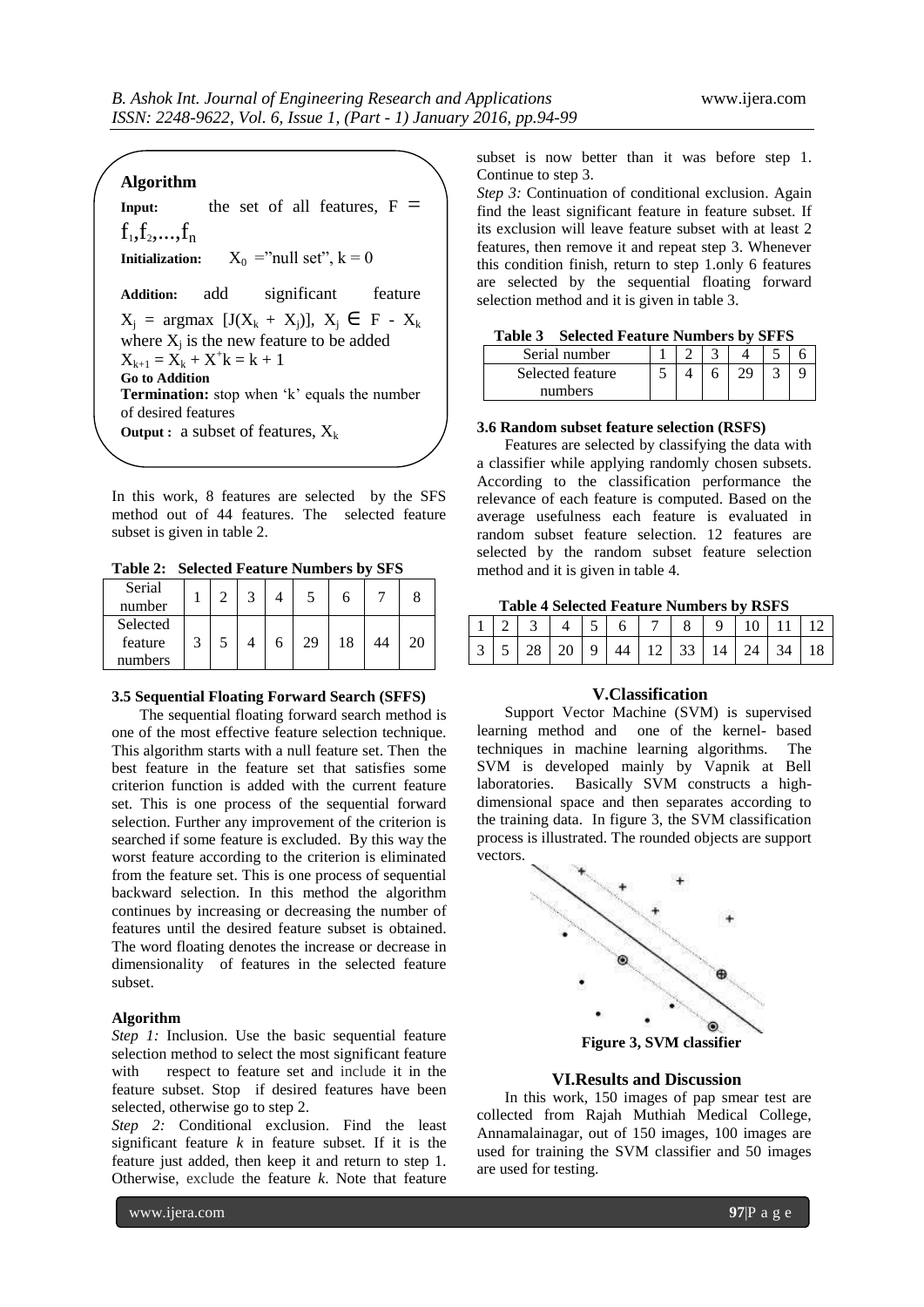**Algorithm**

**Input:** the set of all features, $F = f_1, f_2, \ldots, f_n$

**Initialization:** $X_0$ ="null set", $k = 0$

**Addition:** add significant feature

$X_j = \text{argmax}\ [J(X_k + X_j)],\ X_j \in F - X_k$

where $X_j$ is the new feature to be added

$X_{k+1} = X_k + X^{*}k = k + 1$

**Go to Addition**

**Termination:** stop when 'k' equals the number of desired features

**Output :** a subset of features, $X_k$

In this work, 8 features are selected by the SFS method out of 44 features. The selected feature subset is given in table 2.

**Table 2: Selected Feature Numbers by SFS**

| Serial number | 1 | 2 | 3 | 4 | 5 | 6 | 7 | 8 |
|---|---|---|---|---|---|---|---|---|
| Selected feature numbers | 3 | 5 | 4 | 6 | 29 | 18 | 44 | 20 |

### 3.5 Sequential Floating Forward Search (SFFS)

The sequential floating forward search method is one of the most effective feature selection technique. This algorithm starts with a null feature set. Then the best feature in the feature set that satisfies some criterion function is added with the current feature set. This is one process of the sequential forward selection. Further any improvement of the criterion is searched if some feature is excluded. By this way the worst feature according to the criterion is eliminated from the feature set. This is one process of sequential backward selection. In this method the algorithm continues by increasing or decreasing the number of features until the desired feature subset is obtained. The word floating denotes the increase or decrease in dimensionality of features in the selected feature subset.

**Algorithm**

*Step 1:* Inclusion. Use the basic sequential feature selection method to select the most significant feature with respect to feature set and include it in the feature subset. Stop if desired features have been selected, otherwise go to step 2.

*Step 2:* Conditional exclusion. Find the least significant feature *k* in feature subset. If it is the feature just added, then keep it and return to step 1. Otherwise, exclude the feature *k*. Note that feature subset is now better than it was before step 1. Continue to step 3.

*Step 3:* Continuation of conditional exclusion. Again find the least significant feature in feature subset. If its exclusion will leave feature subset with at least 2 features, then remove it and repeat step 3. Whenever this condition finish, return to step 1.only 6 features are selected by the sequential floating forward selection method and it is given in table 3.

**Table 3 Selected Feature Numbers by SFFS**

| Serial number | 1 | 2 | 3 | 4 | 5 | 6 |
|---|---|---|---|---|---|---|
| Selected feature numbers | 5 | 4 | 6 | 29 | 3 | 9 |

### 3.6 Random subset feature selection (RSFS)

Features are selected by classifying the data with a classifier while applying randomly chosen subsets. According to the classification performance the relevance of each feature is computed. Based on the average usefulness each feature is evaluated in random subset feature selection. 12 features are selected by the random subset feature selection method and it is given in table 4.

**Table 4 Selected Feature Numbers by RSFS**

| 1 | 2 | 3 | 4 | 5 | 6 | 7 | 8 | 9 | 10 | 11 | 12 |
|---|---|---|---|---|---|---|---|---|---|---|---|
| 3 | 5 | 28 | 20 | 9 | 44 | 12 | 33 | 14 | 24 | 34 | 18 |

## V.Classification

Support Vector Machine (SVM) is supervised learning method and one of the kernel- based techniques in machine learning algorithms. The SVM is developed mainly by Vapnik at Bell laboratories. Basically SVM constructs a high-dimensional space and then separates according to the training data. In figure 3, the SVM classification process is illustrated. The rounded objects are support vectors.

**Figure 3, SVM classifier**

## VI.Results and Discussion

In this work, 150 images of pap smear test are collected from Rajah Muthiah Medical College, Annamalainagar, out of 150 images, 100 images are used for training the SVM classifier and 50 images are used for testing.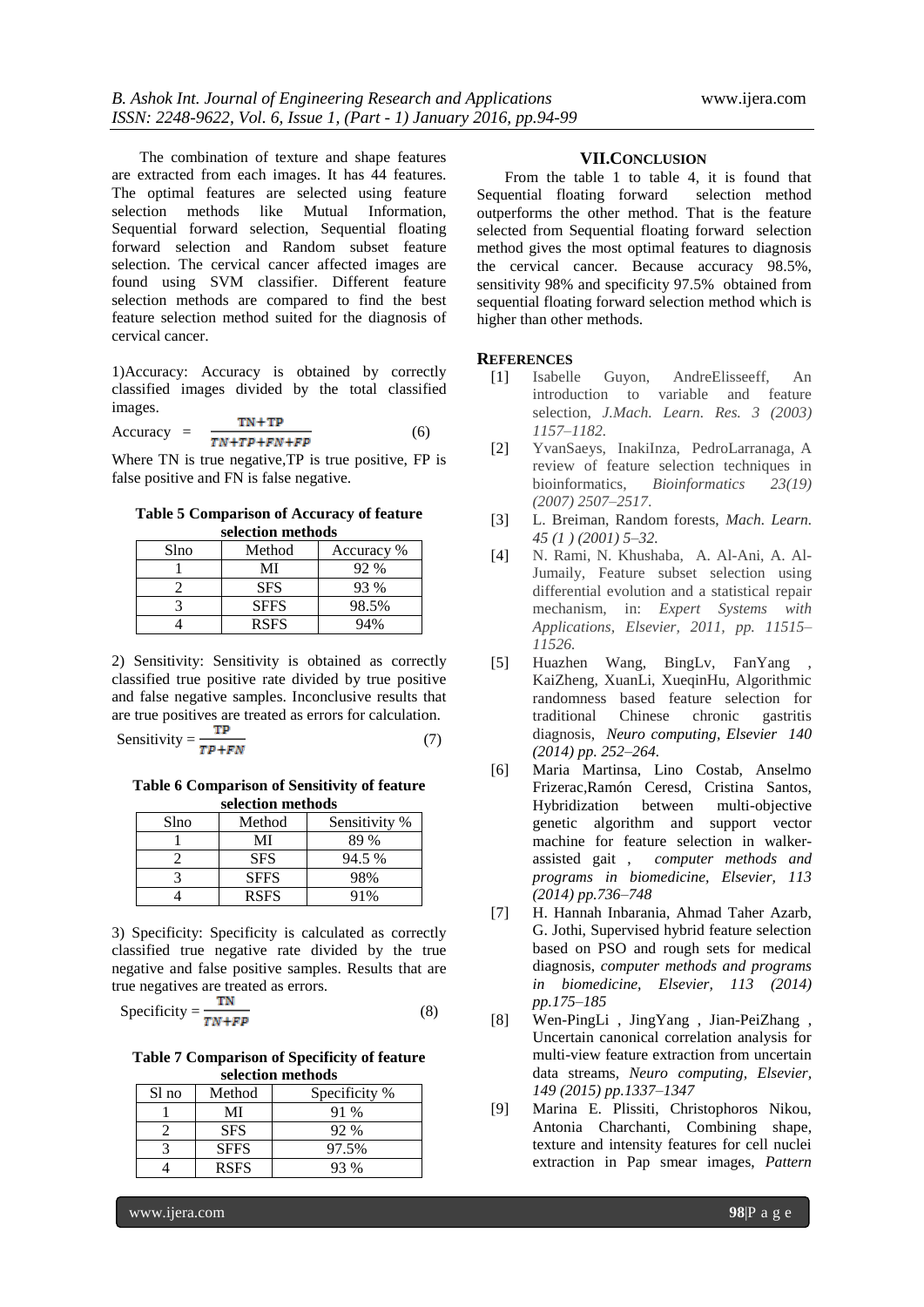The combination of texture and shape features are extracted from each images. It has 44 features. The optimal features are selected using feature selection methods like Mutual Information, Sequential forward selection, Sequential floating forward selection and Random subset feature selection. The cervical cancer affected images are found using SVM classifier. Different feature selection methods are compared to find the best feature selection method suited for the diagnosis of cervical cancer.

1)Accuracy: Accuracy is obtained by correctly classified images divided by the total classified images.

$$\text{Accuracy} = \frac{TN+TP}{TN+TP+FN+FP} \quad (6)$$

Where TN is true negative,TP is true positive, FP is false positive and FN is false negative.

**Table 5 Comparison of Accuracy of feature selection methods**

| Slno | Method | Accuracy % |
|---|---|---|
| 1 | MI | 92 % |
| 2 | SFS | 93 % |
| 3 | SFFS | 98.5% |
| 4 | RSFS | 94% |

2) Sensitivity: Sensitivity is obtained as correctly classified true positive rate divided by true positive and false negative samples. Inconclusive results that are true positives are treated as errors for calculation.

$$\text{Sensitivity} = \frac{TP}{TP+FN} \quad (7)$$

**Table 6 Comparison of Sensitivity of feature selection methods**

| Slno | Method | Sensitivity % |
|---|---|---|
| 1 | MI | 89 % |
| 2 | SFS | 94.5 % |
| 3 | SFFS | 98% |
| 4 | RSFS | 91% |

3) Specificity: Specificity is calculated as correctly classified true negative rate divided by the true negative and false positive samples. Results that are true negatives are treated as errors.

$$\text{Specificity} = \frac{TN}{TN+FP} \quad (8)$$

**Table 7 Comparison of Specificity of feature selection methods**

| Sl no | Method | Specificity % |
|---|---|---|
| 1 | MI | 91 % |
| 2 | SFS | 92 % |
| 3 | SFFS | 97.5% |
| 4 | RSFS | 93 % |

## VII. CONCLUSION

From the table 1 to table 4, it is found that Sequential floating forward selection method outperforms the other method. That is the feature selected from Sequential floating forward selection method gives the most optimal features to diagnosis the cervical cancer. Because accuracy 98.5%, sensitivity 98% and specificity 97.5% obtained from sequential floating forward selection method which is higher than other methods.

## REFERENCES

[1] Isabelle Guyon, AndreElisseeff, An introduction to variable and feature selection, *J.Mach. Learn. Res. 3 (2003) 1157–1182.*

[2] YvanSaeys, InakiInza, PedroLarranaga, A review of feature selection techniques in bioinformatics, *Bioinformatics 23(19) (2007) 2507–2517.*

[3] L. Breiman, Random forests, *Mach. Learn. 45 (1 ) (2001) 5–32.*

[4] N. Rami, N. Khushaba, A. Al-Ani, A. Al-Jumaily, Feature subset selection using differential evolution and a statistical repair mechanism, in: *Expert Systems with Applications, Elsevier, 2011, pp. 11515–11526.*

[5] Huazhen Wang, BingLv, FanYang , KaiZheng, XuanLi, XueqinHu, Algorithmic randomness based feature selection for traditional Chinese chronic gastritis diagnosis, *Neuro computing, Elsevier 140 (2014) pp. 252–264.*

[6] Maria Martinsa, Lino Costab, Anselmo Frizerac,Ramón Ceresd, Cristina Santos, Hybridization between multi-objective genetic algorithm and support vector machine for feature selection in walker-assisted gait , *computer methods and programs in biomedicine, Elsevier, 113 (2014) pp.736–748*

[7] H. Hannah Inbarania, Ahmad Taher Azarb, G. Jothi, Supervised hybrid feature selection based on PSO and rough sets for medical diagnosis, *computer methods and programs in biomedicine, Elsevier, 113 (2014) pp.175–185*

[8] Wen-PingLi , JingYang , Jian-PeiZhang , Uncertain canonical correlation analysis for multi-view feature extraction from uncertain data streams, *Neuro computing, Elsevier, 149 (2015) pp.1337–1347*

[9] Marina E. Plissiti, Christophoros Nikou, Antonia Charchanti, Combining shape, texture and intensity features for cell nuclei extraction in Pap smear images, *Pattern*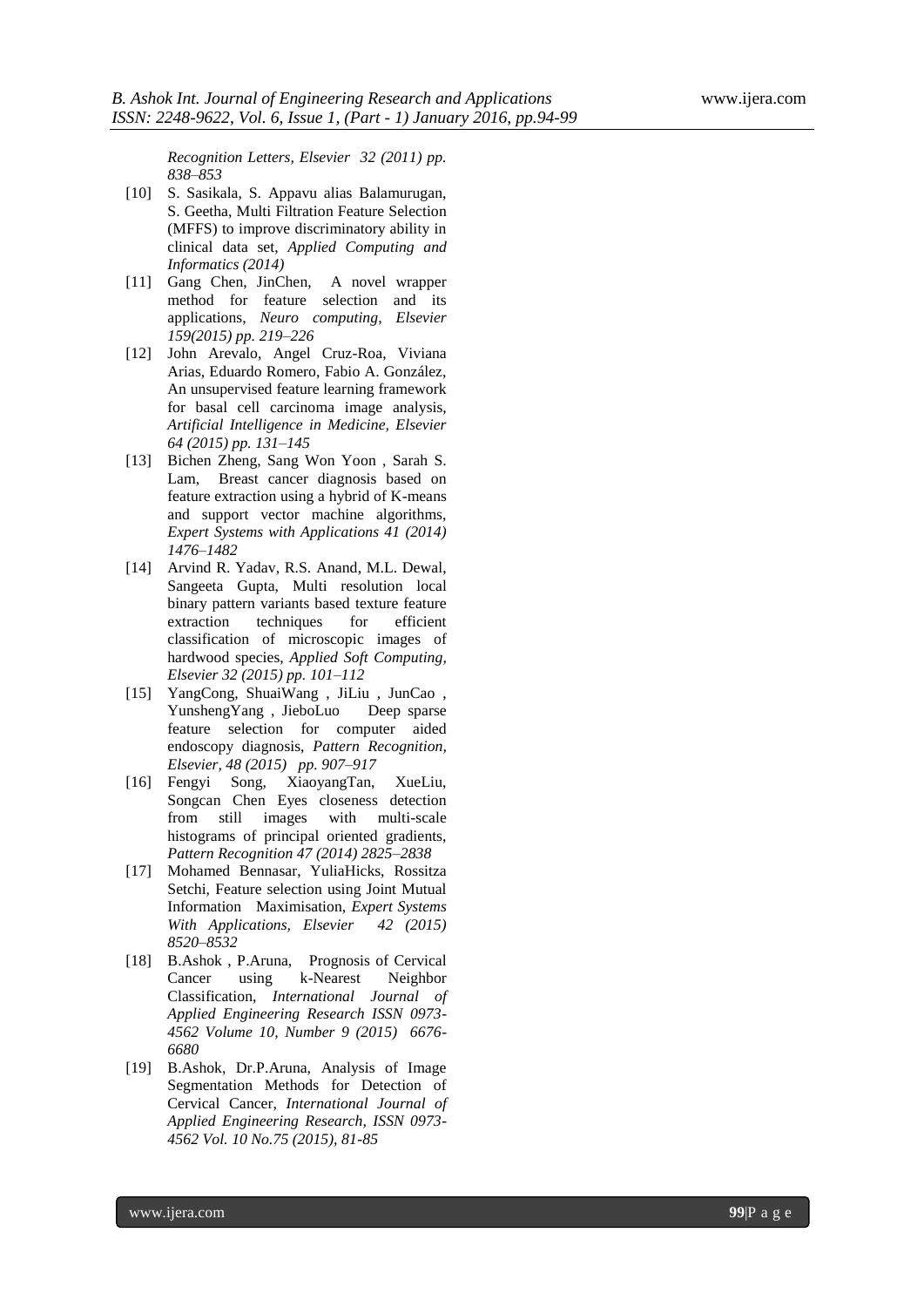*Recognition Letters, Elsevier 32 (2011) pp. 838–853*

[10] S. Sasikala, S. Appavu alias Balamurugan, S. Geetha, Multi Filtration Feature Selection (MFFS) to improve discriminatory ability in clinical data set, *Applied Computing and Informatics (2014)*

[11] Gang Chen, JinChen, A novel wrapper method for feature selection and its applications, *Neuro computing, Elsevier 159(2015) pp. 219–226*

[12] John Arevalo, Angel Cruz-Roa, Viviana Arias, Eduardo Romero, Fabio A. González, An unsupervised feature learning framework for basal cell carcinoma image analysis, *Artificial Intelligence in Medicine, Elsevier 64 (2015) pp. 131–145*

[13] Bichen Zheng, Sang Won Yoon , Sarah S. Lam, Breast cancer diagnosis based on feature extraction using a hybrid of K-means and support vector machine algorithms, *Expert Systems with Applications 41 (2014) 1476–1482*

[14] Arvind R. Yadav, R.S. Anand, M.L. Dewal, Sangeeta Gupta, Multi resolution local binary pattern variants based texture feature extraction techniques for efficient classification of microscopic images of hardwood species, *Applied Soft Computing, Elsevier 32 (2015) pp. 101–112*

[15] YangCong, ShuaiWang , JiLiu , JunCao , YunshengYang , JieboLuo Deep sparse feature selection for computer aided endoscopy diagnosis, *Pattern Recognition, Elsevier, 48 (2015) pp. 907–917*

[16] Fengyi Song, XiaoyangTan, XueLiu, Songcan Chen Eyes closeness detection from still images with multi-scale histograms of principal oriented gradients, *Pattern Recognition 47 (2014) 2825–2838*

[17] Mohamed Bennasar, YuliaHicks, Rossitza Setchi, Feature selection using Joint Mutual Information Maximisation, *Expert Systems With Applications, Elsevier 42 (2015) 8520–8532*

[18] B.Ashok , P.Aruna, Prognosis of Cervical Cancer using k-Nearest Neighbor Classification, *International Journal of Applied Engineering Research ISSN 0973-4562 Volume 10, Number 9 (2015) 6676-6680*

[19] B.Ashok, Dr.P.Aruna, Analysis of Image Segmentation Methods for Detection of Cervical Cancer, *International Journal of Applied Engineering Research, ISSN 0973-4562 Vol. 10 No.75 (2015), 81-85*